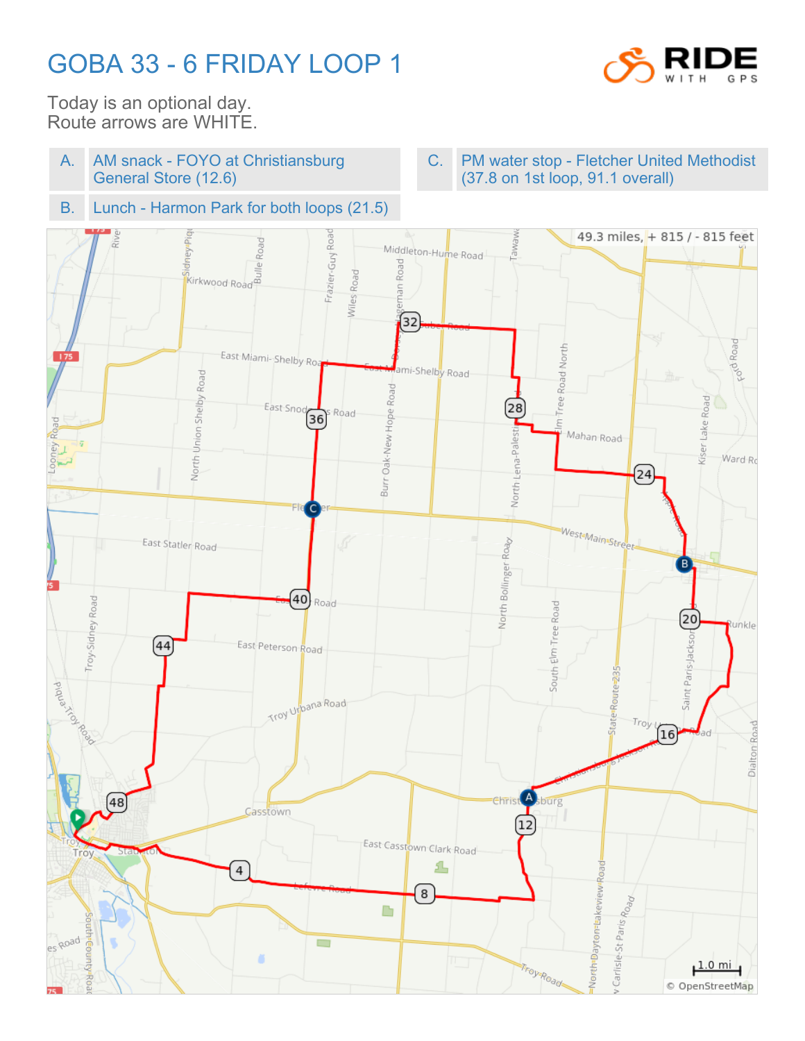# GOBA 33 - 6 FRIDAY LOOP 1

Today is an optional day.
Route arrows are WHITE.

| | | | |
|---|---|---|---|
| A. | AM snack - FOYO at Christiansburg General Store (12.6) | C. | PM water stop - Fletcher United Methodist (37.8 on 1st loop, 91.1 overall) |
| B. | Lunch - Harmon Park for both loops (21.5) | | |

49.3 miles, + 815 / - 815 feet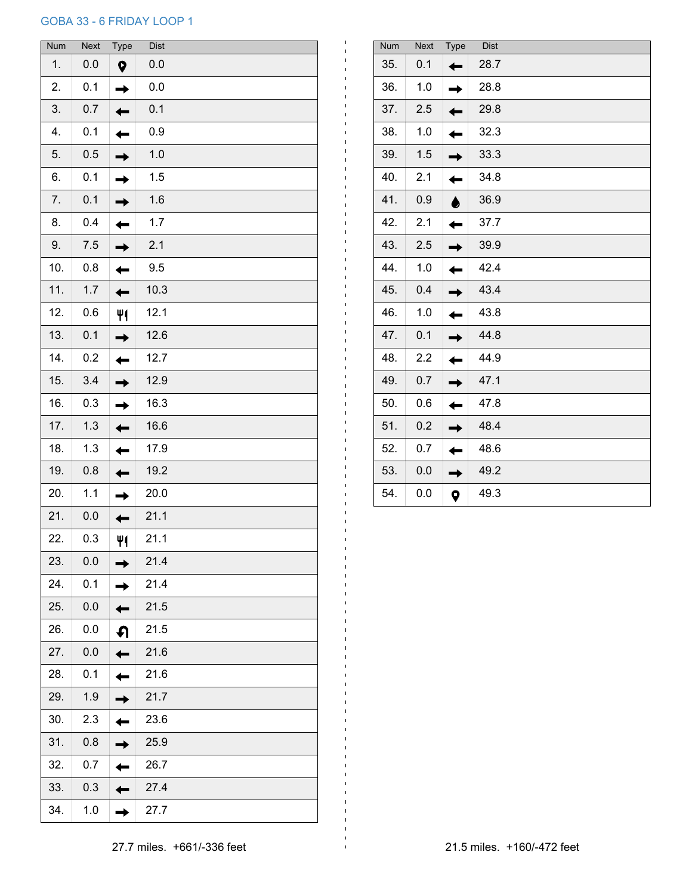GOBA 33 - 6 FRIDAY LOOP 1

| Num | Next | Type | Dist |
|---|---|---|---|
| 1. | 0.0 | Start | 0.0 |
| 2. | 0.1 | Right | 0.0 |
| 3. | 0.7 | Left | 0.1 |
| 4. | 0.1 | Left | 0.9 |
| 5. | 0.5 | Right | 1.0 |
| 6. | 0.1 | Right | 1.5 |
| 7. | 0.1 | Right | 1.6 |
| 8. | 0.4 | Left | 1.7 |
| 9. | 7.5 | Right | 2.1 |
| 10. | 0.8 | Left | 9.5 |
| 11. | 1.7 | Left | 10.3 |
| 12. | 0.6 | Food | 12.1 |
| 13. | 0.1 | Right | 12.6 |
| 14. | 0.2 | Left | 12.7 |
| 15. | 3.4 | Right | 12.9 |
| 16. | 0.3 | Right | 16.3 |
| 17. | 1.3 | Left | 16.6 |
| 18. | 1.3 | Left | 17.9 |
| 19. | 0.8 | Left | 19.2 |
| 20. | 1.1 | Right | 20.0 |
| 21. | 0.0 | Left | 21.1 |
| 22. | 0.3 | Food | 21.1 |
| 23. | 0.0 | Right | 21.4 |
| 24. | 0.1 | Right | 21.4 |
| 25. | 0.0 | Left | 21.5 |
| 26. | 0.0 | U-turn | 21.5 |
| 27. | 0.0 | Left | 21.6 |
| 28. | 0.1 | Left | 21.6 |
| 29. | 1.9 | Right | 21.7 |
| 30. | 2.3 | Left | 23.6 |
| 31. | 0.8 | Right | 25.9 |
| 32. | 0.7 | Left | 26.7 |
| 33. | 0.3 | Left | 27.4 |
| 34. | 1.0 | Right | 27.7 |

27.7 miles. +661/-336 feet

| Num | Next | Type | Dist |
|---|---|---|---|
| 35. | 0.1 | Left | 28.7 |
| 36. | 1.0 | Right | 28.8 |
| 37. | 2.5 | Left | 29.8 |
| 38. | 1.0 | Left | 32.3 |
| 39. | 1.5 | Right | 33.3 |
| 40. | 2.1 | Left | 34.8 |
| 41. | 0.9 | Water | 36.9 |
| 42. | 2.1 | Left | 37.7 |
| 43. | 2.5 | Right | 39.9 |
| 44. | 1.0 | Left | 42.4 |
| 45. | 0.4 | Right | 43.4 |
| 46. | 1.0 | Left | 43.8 |
| 47. | 0.1 | Right | 44.8 |
| 48. | 2.2 | Left | 44.9 |
| 49. | 0.7 | Right | 47.1 |
| 50. | 0.6 | Left | 47.8 |
| 51. | 0.2 | Right | 48.4 |
| 52. | 0.7 | Left | 48.6 |
| 53. | 0.0 | Right | 49.2 |
| 54. | 0.0 | End | 49.3 |

21.5 miles. +160/-472 feet